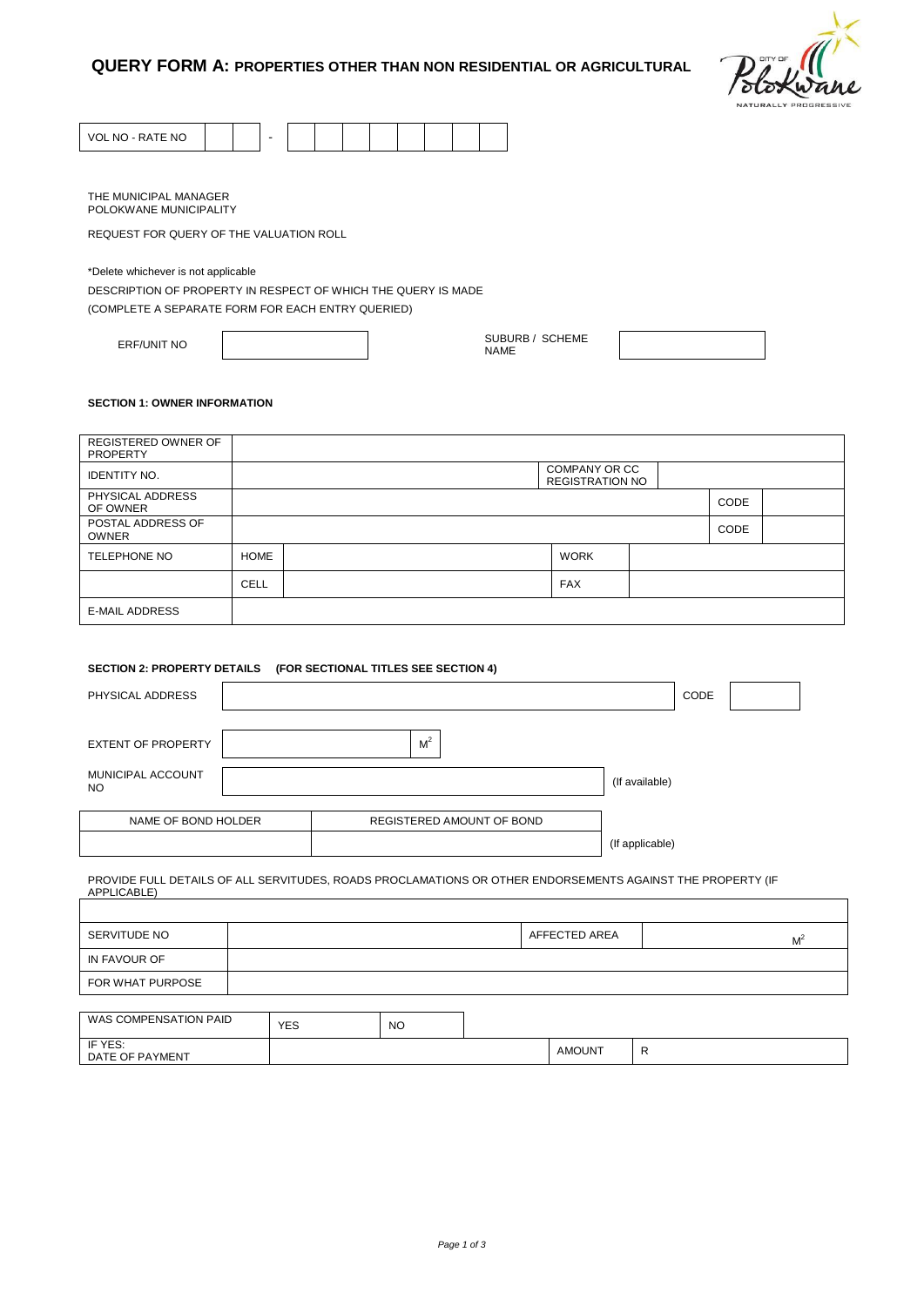# QUERY FORM A: PROPERTIES OTHER THAN NON RESIDENTIAL OR AGRICULTURAL

| VOL NO - RATE NO | | | - | | | | | | | | |
|---|---|---|---|---|---|---|---|---|---|---|---|

THE MUNICIPAL MANAGER
POLOKWANE MUNICIPALITY

REQUEST FOR QUERY OF THE VALUATION ROLL

*Delete whichever is not applicable

DESCRIPTION OF PROPERTY IN RESPECT OF WHICH THE QUERY IS MADE
(COMPLETE A SEPARATE FORM FOR EACH ENTRY QUERIED)

| ERF/UNIT NO | | SUBURB / SCHEME NAME | |
|---|---|---|---|

### SECTION 1: OWNER INFORMATION

| REGISTERED OWNER OF PROPERTY | | | | | |
|---|---|---|---|---|---|
| IDENTITY NO. | | | COMPANY OR CC REGISTRATION NO | | |
| PHYSICAL ADDRESS OF OWNER | | | | CODE | |
| POSTAL ADDRESS OF OWNER | | | | CODE | |
| TELEPHONE NO | HOME | | WORK | | |
| | CELL | | FAX | | |
| E-MAIL ADDRESS | | | | | |

### SECTION 2: PROPERTY DETAILS (FOR SECTIONAL TITLES SEE SECTION 4)

| PHYSICAL ADDRESS | | CODE | |
|---|---|---|---|

| EXTENT OF PROPERTY | $M^2$ |
|---|---|

| MUNICIPAL ACCOUNT NO | | (If available) |
|---|---|---|

| NAME OF BOND HOLDER | REGISTERED AMOUNT OF BOND | |
|---|---|---|
| | | (If applicable) |

PROVIDE FULL DETAILS OF ALL SERVITUDES, ROADS PROCLAMATIONS OR OTHER ENDORSEMENTS AGAINST THE PROPERTY (IF APPLICABLE)

| | | | |
|---|---|---|---|
| SERVITUDE NO | | AFFECTED AREA | $M^2$ |
| IN FAVOUR OF | | | |
| FOR WHAT PURPOSE | | | |

| WAS COMPENSATION PAID | YES | NO | | |
|---|---|---|---|---|
| IF YES: DATE OF PAYMENT | | | AMOUNT | R |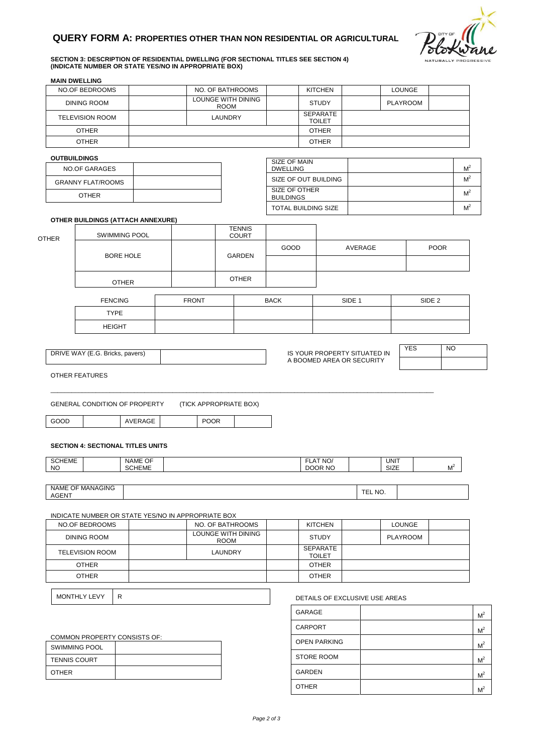# QUERY FORM A: PROPERTIES OTHER THAN NON RESIDENTIAL OR AGRICULTURAL

**SECTION 3: DESCRIPTION OF RESIDENTIAL DWELLING (FOR SECTIONAL TITLES SEE SECTION 4)**
**(INDICATE NUMBER OR STATE YES/NO IN APPROPRIATE BOX)**

**MAIN DWELLING**

| NO.OF BEDROOMS | | NO. OF BATHROOMS | | KITCHEN | | LOUNGE | |
|---|---|---|---|---|---|---|---|
| DINING ROOM | | LOUNGE WITH DINING ROOM | | STUDY | | PLAYROOM | |
| TELEVISION ROOM | | LAUNDRY | | SEPARATE TOILET | | | |
| OTHER | | | | OTHER | | | |
| OTHER | | | | OTHER | | | |

**OUTBUILDINGS**

| NO.OF GARAGES | |
|---|---|
| GRANNY FLAT/ROOMS | |
| OTHER | |

| SIZE OF MAIN DWELLING | | $M^2$ |
|---|---|---|
| SIZE OF OUT BUILDING | | $M^2$ |
| SIZE OF OTHER BUILDINGS | | $M^2$ |
| TOTAL BUILDING SIZE | | $M^2$ |

**OTHER BUILDINGS (ATTACH ANNEXURE)**

OTHER

| SWIMMING POOL | | TENNIS COURT | | | |
|---|---|---|---|---|---|
| BORE HOLE | | GARDEN | GOOD | AVERAGE | POOR |
| | | | | | |
| OTHER | | OTHER | | | |

| FENCING | FRONT | BACK | SIDE 1 | SIDE 2 |
|---|---|---|---|---|
| TYPE | | | | |
| HEIGHT | | | | |

| DRIVE WAY (E.G. Bricks, pavers) | |
|---|---|

| IS YOUR PROPERTY SITUATED IN A BOOMED AREA OR SECURITY | YES | NO |
|---|---|---|
| | | |

OTHER FEATURES

_______________________________________________________________________________

GENERAL CONDITION OF PROPERTY (TICK APPROPRIATE BOX)

| GOOD | | AVERAGE | | POOR | |
|---|---|---|---|---|---|

**SECTION 4: SECTIONAL TITLES UNITS**

| SCHEME NO | | NAME OF SCHEME | | FLAT NO/ DOOR NO | | UNIT SIZE | $M^2$ |
|---|---|---|---|---|---|---|---|

| NAME OF MANAGING AGENT | | TEL NO. | |
|---|---|---|---|

INDICATE NUMBER OR STATE YES/NO IN APPROPRIATE BOX

| NO.OF BEDROOMS | | NO. OF BATHROOMS | | KITCHEN | | LOUNGE | |
|---|---|---|---|---|---|---|---|
| DINING ROOM | | LOUNGE WITH DINING ROOM | | STUDY | | PLAYROOM | |
| TELEVISION ROOM | | LAUNDRY | | SEPARATE TOILET | | | |
| OTHER | | | | OTHER | | | |
| OTHER | | | | OTHER | | | |

| MONTHLY LEVY | R |
|---|---|

DETAILS OF EXCLUSIVE USE AREAS

| GARAGE | | $M^2$ |
|---|---|---|
| CARPORT | | $M^2$ |
| OPEN PARKING | | $M^2$ |
| STORE ROOM | | $M^2$ |
| GARDEN | | $M^2$ |
| OTHER | | $M^2$ |

COMMON PROPERTY CONSISTS OF:

| SWIMMING POOL | |
|---|---|
| TENNIS COURT | |
| OTHER | |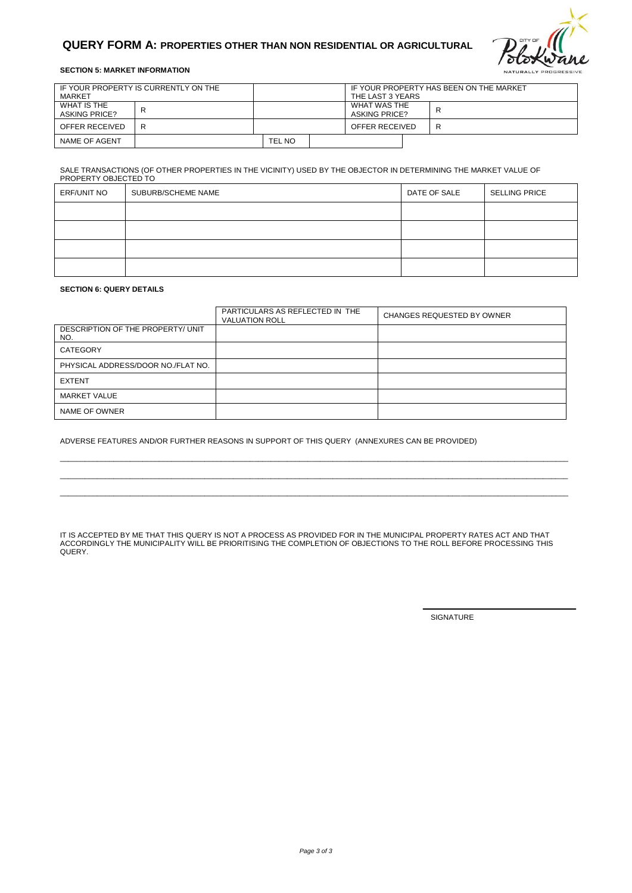## QUERY FORM A: PROPERTIES OTHER THAN NON RESIDENTIAL OR AGRICULTURAL

**SECTION 5: MARKET INFORMATION**

| IF YOUR PROPERTY IS CURRENTLY ON THE MARKET | | | | IF YOUR PROPERTY HAS BEEN ON THE MARKET THE LAST 3 YEARS | |
|---|---|---|---|---|---|
| WHAT IS THE ASKING PRICE? | R | | | WHAT WAS THE ASKING PRICE? | R |
| OFFER RECEIVED | R | | | OFFER RECEIVED | R |
| NAME OF AGENT | | TEL NO | | | |

SALE TRANSACTIONS (OF OTHER PROPERTIES IN THE VICINITY) USED BY THE OBJECTOR IN DETERMINING THE MARKET VALUE OF PROPERTY OBJECTED TO

| ERF/UNIT NO | SUBURB/SCHEME NAME | DATE OF SALE | SELLING PRICE |
|---|---|---|---|
| | | | |
| | | | |
| | | | |
| | | | |

**SECTION 6: QUERY DETAILS**

| | PARTICULARS AS REFLECTED IN THE VALUATION ROLL | CHANGES REQUESTED BY OWNER |
|---|---|---|
| DESCRIPTION OF THE PROPERTY/ UNIT NO. | | |
| CATEGORY | | |
| PHYSICAL ADDRESS/DOOR NO./FLAT NO. | | |
| EXTENT | | |
| MARKET VALUE | | |
| NAME OF OWNER | | |

ADVERSE FEATURES AND/OR FURTHER REASONS IN SUPPORT OF THIS QUERY (ANNEXURES CAN BE PROVIDED)

______________________________________________________________________________

______________________________________________________________________________

______________________________________________________________________________

IT IS ACCEPTED BY ME THAT THIS QUERY IS NOT A PROCESS AS PROVIDED FOR IN THE MUNICIPAL PROPERTY RATES ACT AND THAT ACCORDINGLY THE MUNICIPALITY WILL BE PRIORITISING THE COMPLETION OF OBJECTIONS TO THE ROLL BEFORE PROCESSING THIS QUERY.

______________________________

SIGNATURE